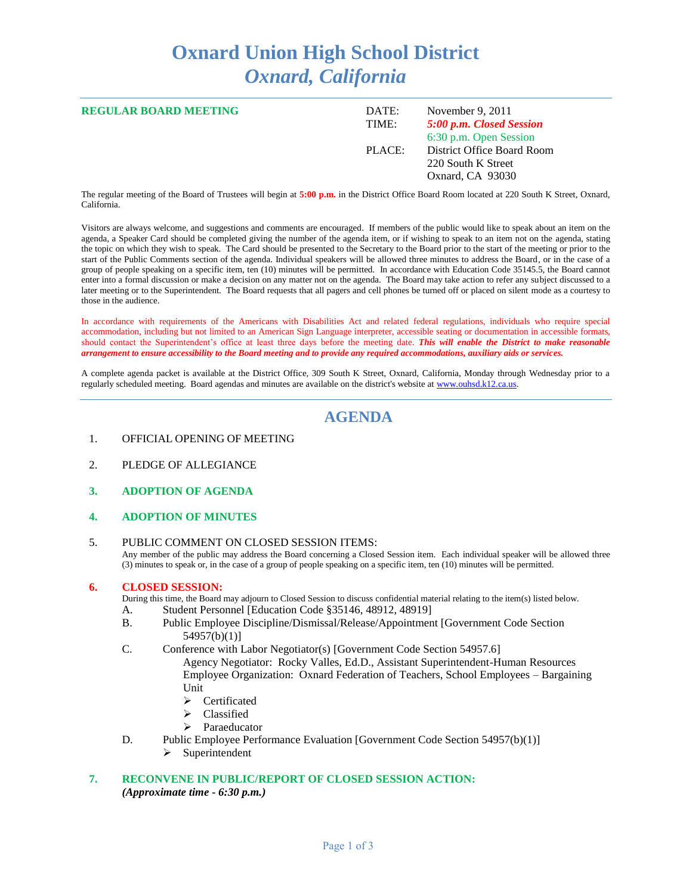# Oxnard Union High School District
## *Oxnard, California*

**REGULAR BOARD MEETING**

DATE: November 9, 2011
TIME: ***5:00 p.m. Closed Session***
6:30 p.m. Open Session
PLACE: District Office Board Room
220 South K Street
Oxnard, CA 93030

The regular meeting of the Board of Trustees will begin at **5:00 p.m.** in the District Office Board Room located at 220 South K Street, Oxnard, California.

Visitors are always welcome, and suggestions and comments are encouraged. If members of the public would like to speak about an item on the agenda, a Speaker Card should be completed giving the number of the agenda item, or if wishing to speak to an item not on the agenda, stating the topic on which they wish to speak. The Card should be presented to the Secretary to the Board prior to the start of the meeting or prior to the start of the Public Comments section of the agenda. Individual speakers will be allowed three minutes to address the Board, or in the case of a group of people speaking on a specific item, ten (10) minutes will be permitted. In accordance with Education Code 35145.5, the Board cannot enter into a formal discussion or make a decision on any matter not on the agenda. The Board may take action to refer any subject discussed to a later meeting or to the Superintendent. The Board requests that all pagers and cell phones be turned off or placed on silent mode as a courtesy to those in the audience.

In accordance with requirements of the Americans with Disabilities Act and related federal regulations, individuals who require special accommodation, including but not limited to an American Sign Language interpreter, accessible seating or documentation in accessible formats, should contact the Superintendent's office at least three days before the meeting date. ***This will enable the District to make reasonable arrangement to ensure accessibility to the Board meeting and to provide any required accommodations, auxiliary aids or services.***

A complete agenda packet is available at the District Office, 309 South K Street, Oxnard, California, Monday through Wednesday prior to a regularly scheduled meeting. Board agendas and minutes are available on the district's website at www.ouhsd.k12.ca.us.

## AGENDA

1. OFFICIAL OPENING OF MEETING

2. PLEDGE OF ALLEGIANCE

3. **ADOPTION OF AGENDA**

4. **ADOPTION OF MINUTES**

5. PUBLIC COMMENT ON CLOSED SESSION ITEMS:
   Any member of the public may address the Board concerning a Closed Session item. Each individual speaker will be allowed three (3) minutes to speak or, in the case of a group of people speaking on a specific item, ten (10) minutes will be permitted.

6. **CLOSED SESSION:**
   During this time, the Board may adjourn to Closed Session to discuss confidential material relating to the item(s) listed below.
   A. Student Personnel [Education Code §35146, 48912, 48919]
   B. Public Employee Discipline/Dismissal/Release/Appointment [Government Code Section 54957(b)(1)]
   C. Conference with Labor Negotiator(s) [Government Code Section 54957.6]
      Agency Negotiator: Rocky Valles, Ed.D., Assistant Superintendent-Human Resources
      Employee Organization: Oxnard Federation of Teachers, School Employees – Bargaining Unit
      - Certificated
      - Classified
      - Paraeducator
   D. Public Employee Performance Evaluation [Government Code Section 54957(b)(1)]
      - Superintendent

7. **RECONVENE IN PUBLIC/REPORT OF CLOSED SESSION ACTION:**
   ***(Approximate time - 6:30 p.m.)***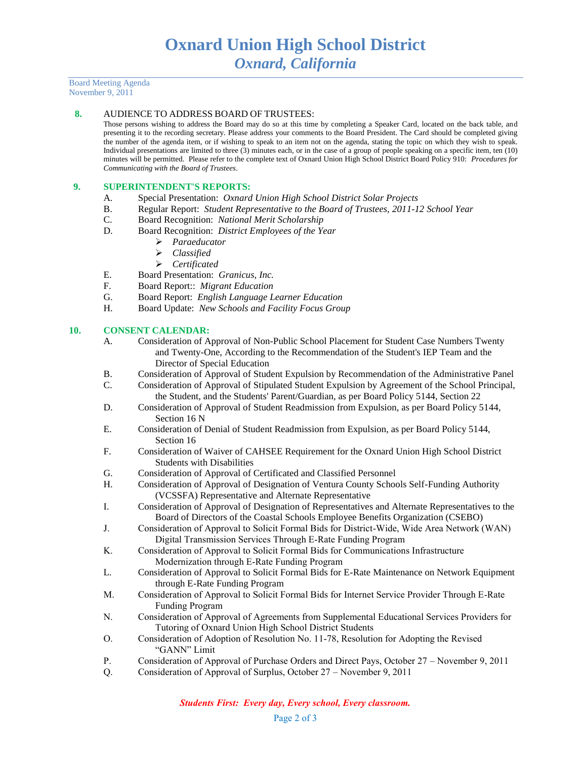# Oxnard Union High School District
## *Oxnard, California*

Board Meeting Agenda
November 9, 2011

**8.** AUDIENCE TO ADDRESS BOARD OF TRUSTEES:

Those persons wishing to address the Board may do so at this time by completing a Speaker Card, located on the back table, and presenting it to the recording secretary. Please address your comments to the Board President. The Card should be completed giving the number of the agenda item, or if wishing to speak to an item not on the agenda, stating the topic on which they wish to speak. Individual presentations are limited to three (3) minutes each, or in the case of a group of people speaking on a specific item, ten (10) minutes will be permitted. Please refer to the complete text of Oxnard Union High School District Board Policy 910: *Procedures for Communicating with the Board of Trustees*.

**9. SUPERINTENDENT'S REPORTS:**

- A. Special Presentation: *Oxnard Union High School District Solar Projects*
- B. Regular Report: *Student Representative to the Board of Trustees, 2011-12 School Year*
- C. Board Recognition: *National Merit Scholarship*
- D. Board Recognition: *District Employees of the Year*
  - *Paraeducator*
  - *Classified*
  - *Certificated*
- E. Board Presentation: *Granicus, Inc.*
- F. Board Report:: *Migrant Education*
- G. Board Report: *English Language Learner Education*
- H. Board Update: *New Schools and Facility Focus Group*

**10. CONSENT CALENDAR:**

- A. Consideration of Approval of Non-Public School Placement for Student Case Numbers Twenty and Twenty-One, According to the Recommendation of the Student's IEP Team and the Director of Special Education
- B. Consideration of Approval of Student Expulsion by Recommendation of the Administrative Panel
- C. Consideration of Approval of Stipulated Student Expulsion by Agreement of the School Principal, the Student, and the Students' Parent/Guardian, as per Board Policy 5144, Section 22
- D. Consideration of Approval of Student Readmission from Expulsion, as per Board Policy 5144, Section 16 N
- E. Consideration of Denial of Student Readmission from Expulsion, as per Board Policy 5144, Section 16
- F. Consideration of Waiver of CAHSEE Requirement for the Oxnard Union High School District Students with Disabilities
- G. Consideration of Approval of Certificated and Classified Personnel
- H. Consideration of Approval of Designation of Ventura County Schools Self-Funding Authority (VCSSFA) Representative and Alternate Representative
- I. Consideration of Approval of Designation of Representatives and Alternate Representatives to the Board of Directors of the Coastal Schools Employee Benefits Organization (CSEBO)
- J. Consideration of Approval to Solicit Formal Bids for District-Wide, Wide Area Network (WAN) Digital Transmission Services Through E-Rate Funding Program
- K. Consideration of Approval to Solicit Formal Bids for Communications Infrastructure Modernization through E-Rate Funding Program
- L. Consideration of Approval to Solicit Formal Bids for E-Rate Maintenance on Network Equipment through E-Rate Funding Program
- M. Consideration of Approval to Solicit Formal Bids for Internet Service Provider Through E-Rate Funding Program
- N. Consideration of Approval of Agreements from Supplemental Educational Services Providers for Tutoring of Oxnard Union High School District Students
- O. Consideration of Adoption of Resolution No. 11-78, Resolution for Adopting the Revised "GANN" Limit
- P. Consideration of Approval of Purchase Orders and Direct Pays, October 27 – November 9, 2011
- Q. Consideration of Approval of Surplus, October 27 – November 9, 2011

*Students First: Every day, Every school, Every classroom.*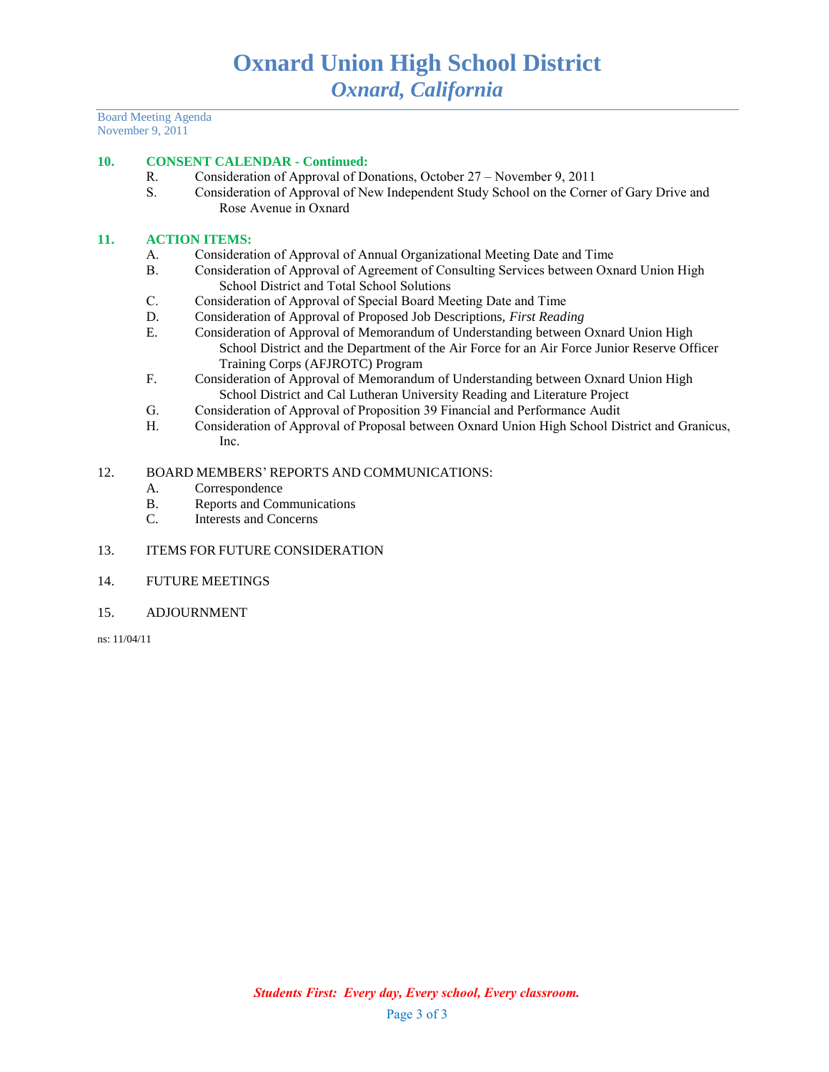# Oxnard Union High School District

## *Oxnard, California*

Board Meeting Agenda
November 9, 2011

**10. CONSENT CALENDAR - Continued:**

- R. Consideration of Approval of Donations, October 27 – November 9, 2011
- S. Consideration of Approval of New Independent Study School on the Corner of Gary Drive and Rose Avenue in Oxnard

**11. ACTION ITEMS:**

- A. Consideration of Approval of Annual Organizational Meeting Date and Time
- B. Consideration of Approval of Agreement of Consulting Services between Oxnard Union High School District and Total School Solutions
- C. Consideration of Approval of Special Board Meeting Date and Time
- D. Consideration of Approval of Proposed Job Descriptions, *First Reading*
- E. Consideration of Approval of Memorandum of Understanding between Oxnard Union High School District and the Department of the Air Force for an Air Force Junior Reserve Officer Training Corps (AFJROTC) Program
- F. Consideration of Approval of Memorandum of Understanding between Oxnard Union High School District and Cal Lutheran University Reading and Literature Project
- G. Consideration of Approval of Proposition 39 Financial and Performance Audit
- H. Consideration of Approval of Proposal between Oxnard Union High School District and Granicus, Inc.

12. BOARD MEMBERS' REPORTS AND COMMUNICATIONS:

- A. Correspondence
- B. Reports and Communications
- C. Interests and Concerns

13. ITEMS FOR FUTURE CONSIDERATION

14. FUTURE MEETINGS

15. ADJOURNMENT

ns: 11/04/11

*Students First: Every day, Every school, Every classroom.*